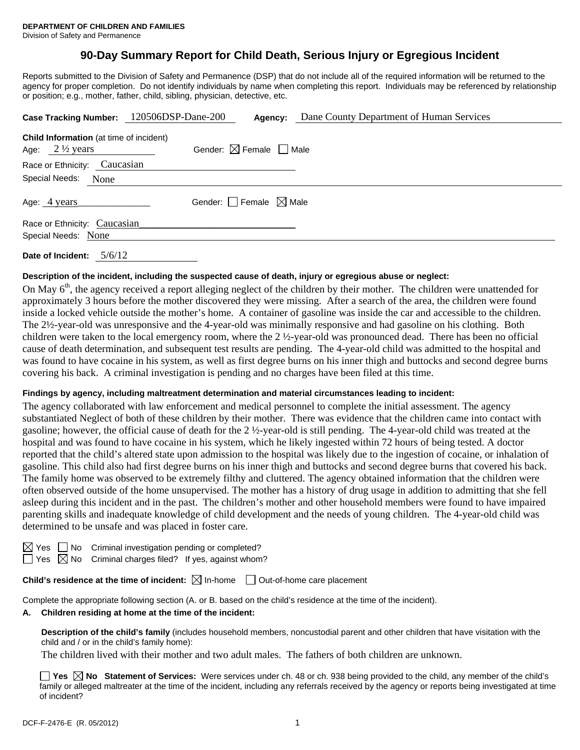**DEPARTMENT OF CHILDREN AND FAMILIES**
Division of Safety and Permanence

# 90-Day Summary Report for Child Death, Serious Injury or Egregious Incident

Reports submitted to the Division of Safety and Permanence (DSP) that do not include all of the required information will be returned to the agency for proper completion. Do not identify individuals by name when completing this report. Individuals may be referenced by relationship or position; e.g., mother, father, child, sibling, physician, detective, etc.

**Case Tracking Number:** 120506DSP-Dane-200 **Agency:** Dane County Department of Human Services

**Child Information** (at time of incident)

Age: 2 ½ years Gender: ☒ Female ☐ Male

Race or Ethnicity: Caucasian

Special Needs: None

Age: 4 years Gender: ☐ Female ☒ Male

Race or Ethnicity: Caucasian

Special Needs: None

**Date of Incident:** 5/6/12

**Description of the incident, including the suspected cause of death, injury or egregious abuse or neglect:**

On May 6th, the agency received a report alleging neglect of the children by their mother. The children were unattended for approximately 3 hours before the mother discovered they were missing. After a search of the area, the children were found inside a locked vehicle outside the mother's home. A container of gasoline was inside the car and accessible to the children. The 2½-year-old was unresponsive and the 4-year-old was minimally responsive and had gasoline on his clothing. Both children were taken to the local emergency room, where the 2 ½-year-old was pronounced dead. There has been no official cause of death determination, and subsequent test results are pending. The 4-year-old child was admitted to the hospital and was found to have cocaine in his system, as well as first degree burns on his inner thigh and buttocks and second degree burns covering his back. A criminal investigation is pending and no charges have been filed at this time.

**Findings by agency, including maltreatment determination and material circumstances leading to incident:**

The agency collaborated with law enforcement and medical personnel to complete the initial assessment. The agency substantiated Neglect of both of these children by their mother. There was evidence that the children came into contact with gasoline; however, the official cause of death for the 2 ½-year-old is still pending. The 4-year-old child was treated at the hospital and was found to have cocaine in his system, which he likely ingested within 72 hours of being tested. A doctor reported that the child's altered state upon admission to the hospital was likely due to the ingestion of cocaine, or inhalation of gasoline. This child also had first degree burns on his inner thigh and buttocks and second degree burns that covered his back. The family home was observed to be extremely filthy and cluttered. The agency obtained information that the children were often observed outside of the home unsupervised. The mother has a history of drug usage in addition to admitting that she fell asleep during this incident and in the past. The children's mother and other household members were found to have impaired parenting skills and inadequate knowledge of child development and the needs of young children. The 4-year-old child was determined to be unsafe and was placed in foster care.

☒ Yes ☐ No Criminal investigation pending or completed?

☐ Yes ☒ No Criminal charges filed? If yes, against whom?

**Child's residence at the time of incident:** ☒ In-home ☐ Out-of-home care placement

Complete the appropriate following section (A. or B. based on the child's residence at the time of the incident).

**A. Children residing at home at the time of the incident:**

**Description of the child's family** (includes household members, noncustodial parent and other children that have visitation with the child and / or in the child's family home):

The children lived with their mother and two adult males. The fathers of both children are unknown.

☐ **Yes** ☒ **No Statement of Services:** Were services under ch. 48 or ch. 938 being provided to the child, any member of the child's family or alleged maltreater at the time of the incident, including any referrals received by the agency or reports being investigated at time of incident?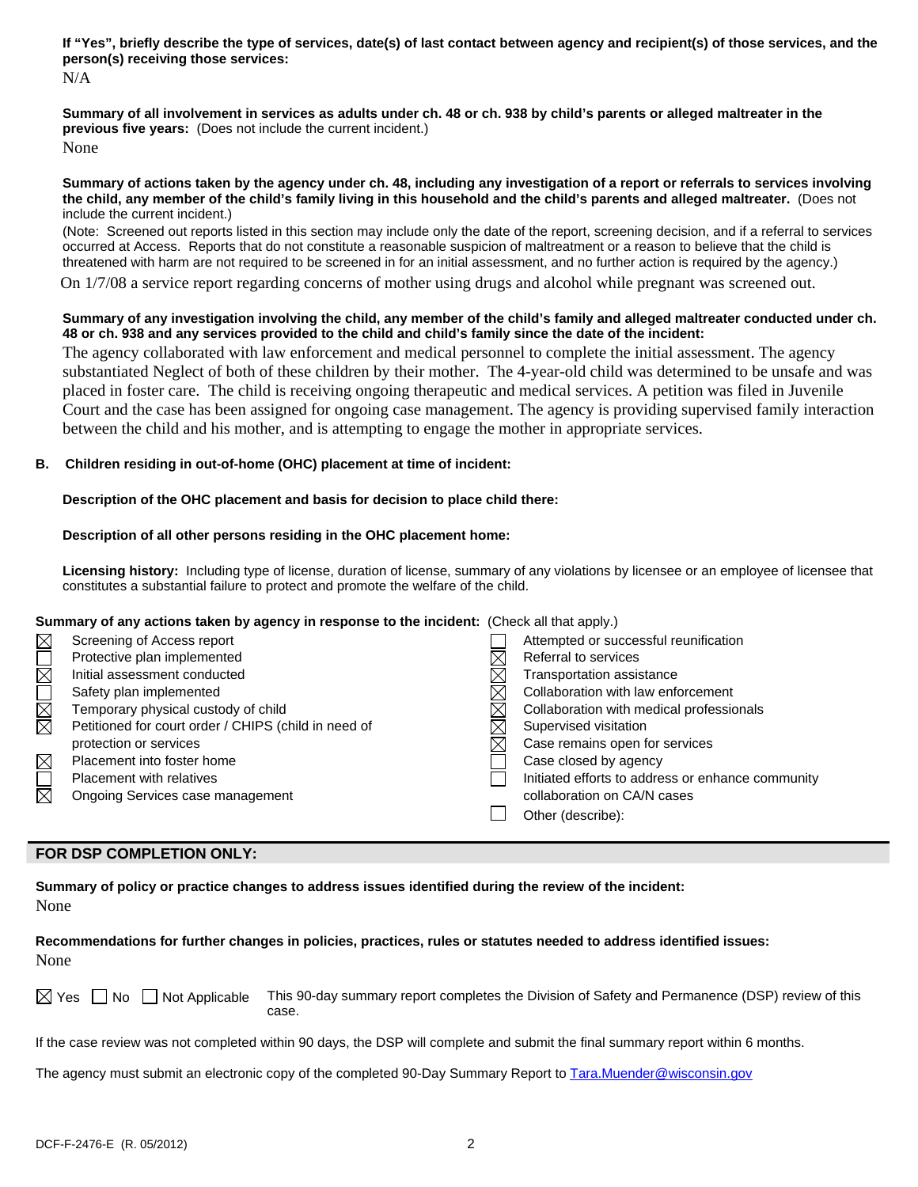**If "Yes", briefly describe the type of services, date(s) of last contact between agency and recipient(s) of those services, and the person(s) receiving those services:**

N/A

**Summary of all involvement in services as adults under ch. 48 or ch. 938 by child's parents or alleged maltreater in the previous five years:** (Does not include the current incident.)

None

**Summary of actions taken by the agency under ch. 48, including any investigation of a report or referrals to services involving the child, any member of the child's family living in this household and the child's parents and alleged maltreater.** (Does not include the current incident.)

(Note: Screened out reports listed in this section may include only the date of the report, screening decision, and if a referral to services occurred at Access. Reports that do not constitute a reasonable suspicion of maltreatment or a reason to believe that the child is threatened with harm are not required to be screened in for an initial assessment, and no further action is required by the agency.)

On 1/7/08 a service report regarding concerns of mother using drugs and alcohol while pregnant was screened out.

**Summary of any investigation involving the child, any member of the child's family and alleged maltreater conducted under ch. 48 or ch. 938 and any services provided to the child and child's family since the date of the incident:**

The agency collaborated with law enforcement and medical personnel to complete the initial assessment. The agency substantiated Neglect of both of these children by their mother. The 4-year-old child was determined to be unsafe and was placed in foster care. The child is receiving ongoing therapeutic and medical services. A petition was filed in Juvenile Court and the case has been assigned for ongoing case management. The agency is providing supervised family interaction between the child and his mother, and is attempting to engage the mother in appropriate services.

**B. Children residing in out-of-home (OHC) placement at time of incident:**

**Description of the OHC placement and basis for decision to place child there:**

**Description of all other persons residing in the OHC placement home:**

**Licensing history:** Including type of license, duration of license, summary of any violations by licensee or an employee of licensee that constitutes a substantial failure to protect and promote the welfare of the child.

**Summary of any actions taken by agency in response to the incident:** (Check all that apply.)

- ☒ Screening of Access report
- ☐ Protective plan implemented
- ☒ Initial assessment conducted
- ☐ Safety plan implemented
- ☒ Temporary physical custody of child
- ☒ Petitioned for court order / CHIPS (child in need of protection or services
- ☒ Placement into foster home
- ☐ Placement with relatives
- ☒ Ongoing Services case management
- ☐ Attempted or successful reunification
- ☒ Referral to services
- ☒ Transportation assistance
- ☒ Collaboration with law enforcement
- ☒ Collaboration with medical professionals
- ☒ Supervised visitation
- ☒ Case remains open for services
- ☐ Case closed by agency
- ☐ Initiated efforts to address or enhance community collaboration on CA/N cases
- ☐ Other (describe):

## FOR DSP COMPLETION ONLY:

**Summary of policy or practice changes to address issues identified during the review of the incident:**

None

**Recommendations for further changes in policies, practices, rules or statutes needed to address identified issues:**

None

☒ Yes ☐ No ☐ Not Applicable This 90-day summary report completes the Division of Safety and Permanence (DSP) review of this case.

If the case review was not completed within 90 days, the DSP will complete and submit the final summary report within 6 months.

The agency must submit an electronic copy of the completed 90-Day Summary Report to Tara.Muender@wisconsin.gov

DCF-F-2476-E (R. 05/2012)